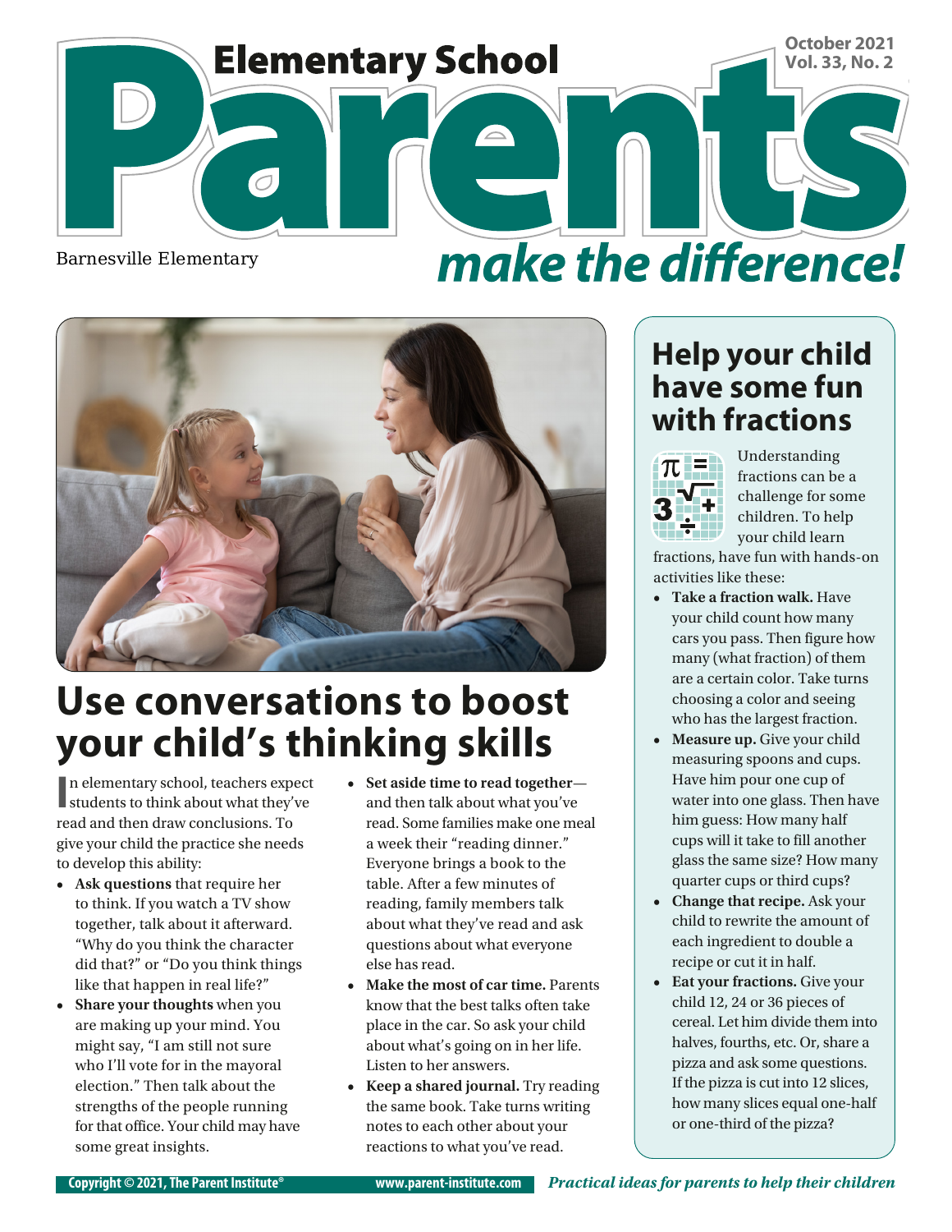# Elementary School Parents make the difference!

October 2021
Vol. 33, No. 2

Barnesville Elementary

## Use conversations to boost your child's thinking skills

In elementary school, teachers expect students to think about what they've read and then draw conclusions. To give your child the practice she needs to develop this ability:

- **Ask questions** that require her to think. If you watch a TV show together, talk about it afterward. "Why do you think the character did that?" or "Do you think things like that happen in real life?"
- **Share your thoughts** when you are making up your mind. You might say, "I am still not sure who I'll vote for in the mayoral election." Then talk about the strengths of the people running for that office. Your child may have some great insights.
- **Set aside time to read together**—and then talk about what you've read. Some families make one meal a week their "reading dinner." Everyone brings a book to the table. After a few minutes of reading, family members talk about what they've read and ask questions about what everyone else has read.
- **Make the most of car time.** Parents know that the best talks often take place in the car. So ask your child about what's going on in her life. Listen to her answers.
- **Keep a shared journal.** Try reading the same book. Take turns writing notes to each other about your reactions to what you've read.

## Help your child have some fun with fractions

Understanding fractions can be a challenge for some children. To help your child learn fractions, have fun with hands-on activities like these:

- **Take a fraction walk.** Have your child count how many cars you pass. Then figure how many (what fraction) of them are a certain color. Take turns choosing a color and seeing who has the largest fraction.
- **Measure up.** Give your child measuring spoons and cups. Have him pour one cup of water into one glass. Then have him guess: How many half cups will it take to fill another glass the same size? How many quarter cups or third cups?
- **Change that recipe.** Ask your child to rewrite the amount of each ingredient to double a recipe or cut it in half.
- **Eat your fractions.** Give your child 12, 24 or 36 pieces of cereal. Let him divide them into halves, fourths, etc. Or, share a pizza and ask some questions. If the pizza is cut into 12 slices, how many slices equal one-half or one-third of the pizza?

Copyright © 2021, The Parent Institute® www.parent-institute.com *Practical ideas for parents to help their children*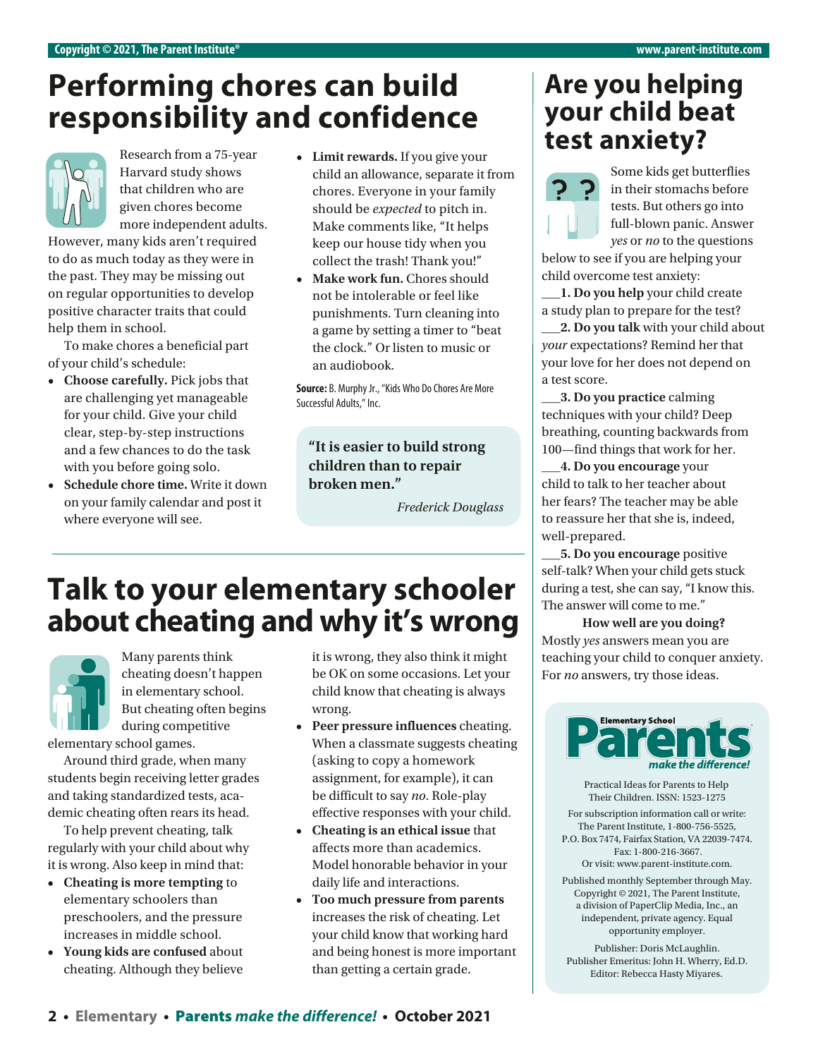# Performing chores can build responsibility and confidence

Research from a 75-year Harvard study shows that children who are given chores become more independent adults. However, many kids aren't required to do as much today as they were in the past. They may be missing out on regular opportunities to develop positive character traits that could help them in school.

To make chores a beneficial part of your child's schedule:

- **Choose carefully.** Pick jobs that are challenging yet manageable for your child. Give your child clear, step-by-step instructions and a few chances to do the task with you before going solo.
- **Schedule chore time.** Write it down on your family calendar and post it where everyone will see.
- **Limit rewards.** If you give your child an allowance, separate it from chores. Everyone in your family should be *expected* to pitch in. Make comments like, "It helps keep our house tidy when you collect the trash! Thank you!"
- **Make work fun.** Chores should not be intolerable or feel like punishments. Turn cleaning into a game by setting a timer to "beat the clock." Or listen to music or an audiobook.

**Source:** B. Murphy Jr., "Kids Who Do Chores Are More Successful Adults," Inc.

> **"It is easier to build strong children than to repair broken men."**
>
> *Frederick Douglass*

# Talk to your elementary schooler about cheating and why it's wrong

Many parents think cheating doesn't happen in elementary school. But cheating often begins during competitive elementary school games.

Around third grade, when many students begin receiving letter grades and taking standardized tests, academic cheating often rears its head.

To help prevent cheating, talk regularly with your child about why it is wrong. Also keep in mind that:

- **Cheating is more tempting** to elementary schoolers than preschoolers, and the pressure increases in middle school.
- **Young kids are confused** about cheating. Although they believe it is wrong, they also think it might be OK on some occasions. Let your child know that cheating is always wrong.
- **Peer pressure influences** cheating. When a classmate suggests cheating (asking to copy a homework assignment, for example), it can be difficult to say *no*. Role-play effective responses with your child.
- **Cheating is an ethical issue** that affects more than academics. Model honorable behavior in your daily life and interactions.
- **Too much pressure from parents** increases the risk of cheating. Let your child know that working hard and being honest is more important than getting a certain grade.

# Are you helping your child beat test anxiety?

Some kids get butterflies in their stomachs before tests. But others go into full-blown panic. Answer *yes* or *no* to the questions below to see if you are helping your child overcome test anxiety:

___**1. Do you help** your child create a study plan to prepare for the test?

___**2. Do you talk** with your child about *your* expectations? Remind her that your love for her does not depend on a test score.

___**3. Do you practice** calming techniques with your child? Deep breathing, counting backwards from 100—find things that work for her.

___**4. Do you encourage** your child to talk to her teacher about her fears? The teacher may be able to reassure her that she is, indeed, well-prepared.

___**5. Do you encourage** positive self-talk? When your child gets stuck during a test, she can say, "I know this. The answer will come to me."

**How well are you doing?**

Mostly *yes* answers mean you are teaching your child to conquer anxiety. For *no* answers, try those ideas.

---

**Elementary School Parents** *make the difference!*

Practical Ideas for Parents to Help Their Children. ISSN: 1523-1275

For subscription information call or write: The Parent Institute, 1-800-756-5525, P.O. Box 7474, Fairfax Station, VA 22039-7474. Fax: 1-800-216-3667. Or visit: www.parent-institute.com.

Published monthly September through May. Copyright © 2021, The Parent Institute, a division of PaperClip Media, Inc., an independent, private agency. Equal opportunity employer.

Publisher: Doris McLaughlin.
Publisher Emeritus: John H. Wherry, Ed.D.
Editor: Rebecca Hasty Miyares.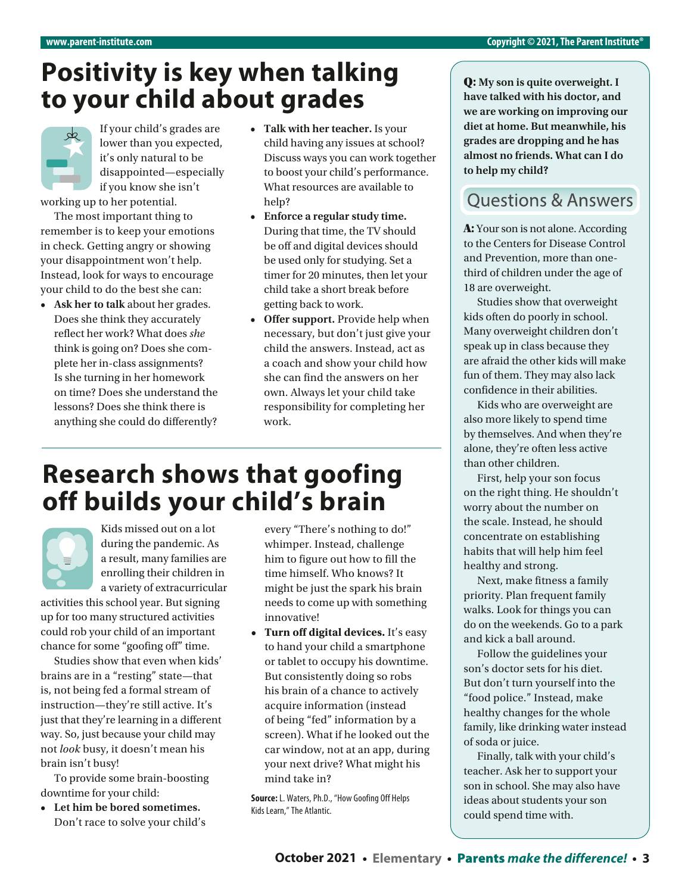# Positivity is key when talking to your child about grades

If your child's grades are lower than you expected, it's only natural to be disappointed—especially if you know she isn't working up to her potential.

The most important thing to remember is to keep your emotions in check. Getting angry or showing your disappointment won't help. Instead, look for ways to encourage your child to do the best she can:

- **Ask her to talk** about her grades. Does she think they accurately reflect her work? What does *she* think is going on? Does she complete her in-class assignments? Is she turning in her homework on time? Does she understand the lessons? Does she think there is anything she could do differently?
- **Talk with her teacher.** Is your child having any issues at school? Discuss ways you can work together to boost your child's performance. What resources are available to help?
- **Enforce a regular study time.** During that time, the TV should be off and digital devices should be used only for studying. Set a timer for 20 minutes, then let your child take a short break before getting back to work.
- **Offer support.** Provide help when necessary, but don't just give your child the answers. Instead, act as a coach and show your child how she can find the answers on her own. Always let your child take responsibility for completing her work.

# Research shows that goofing off builds your child's brain

Kids missed out on a lot during the pandemic. As a result, many families are enrolling their children in a variety of extracurricular activities this school year. But signing up for too many structured activities could rob your child of an important chance for some "goofing off" time.

Studies show that even when kids' brains are in a "resting" state—that is, not being fed a formal stream of instruction—they're still active. It's just that they're learning in a different way. So, just because your child may not *look* busy, it doesn't mean his brain isn't busy!

To provide some brain-boosting downtime for your child:

- **Let him be bored sometimes.** Don't race to solve your child's every "There's nothing to do!" whimper. Instead, challenge him to figure out how to fill the time himself. Who knows? It might be just the spark his brain needs to come up with something innovative!
- **Turn off digital devices.** It's easy to hand your child a smartphone or tablet to occupy his downtime. But consistently doing so robs his brain of a chance to actively acquire information (instead of being "fed" information by a screen). What if he looked out the car window, not at an app, during your next drive? What might his mind take in?

**Source:** L. Waters, Ph.D., "How Goofing Off Helps Kids Learn," The Atlantic.

## Questions & Answers

**Q: My son is quite overweight. I have talked with his doctor, and we are working on improving our diet at home. But meanwhile, his grades are dropping and he has almost no friends. What can I do to help my child?**

**A:** Your son is not alone. According to the Centers for Disease Control and Prevention, more than one-third of children under the age of 18 are overweight.

Studies show that overweight kids often do poorly in school. Many overweight children don't speak up in class because they are afraid the other kids will make fun of them. They may also lack confidence in their abilities.

Kids who are overweight are also more likely to spend time by themselves. And when they're alone, they're often less active than other children.

First, help your son focus on the right thing. He shouldn't worry about the number on the scale. Instead, he should concentrate on establishing habits that will help him feel healthy and strong.

Next, make fitness a family priority. Plan frequent family walks. Look for things you can do on the weekends. Go to a park and kick a ball around.

Follow the guidelines your son's doctor sets for his diet. But don't turn yourself into the "food police." Instead, make healthy changes for the whole family, like drinking water instead of soda or juice.

Finally, talk with your child's teacher. Ask her to support your son in school. She may also have ideas about students your son could spend time with.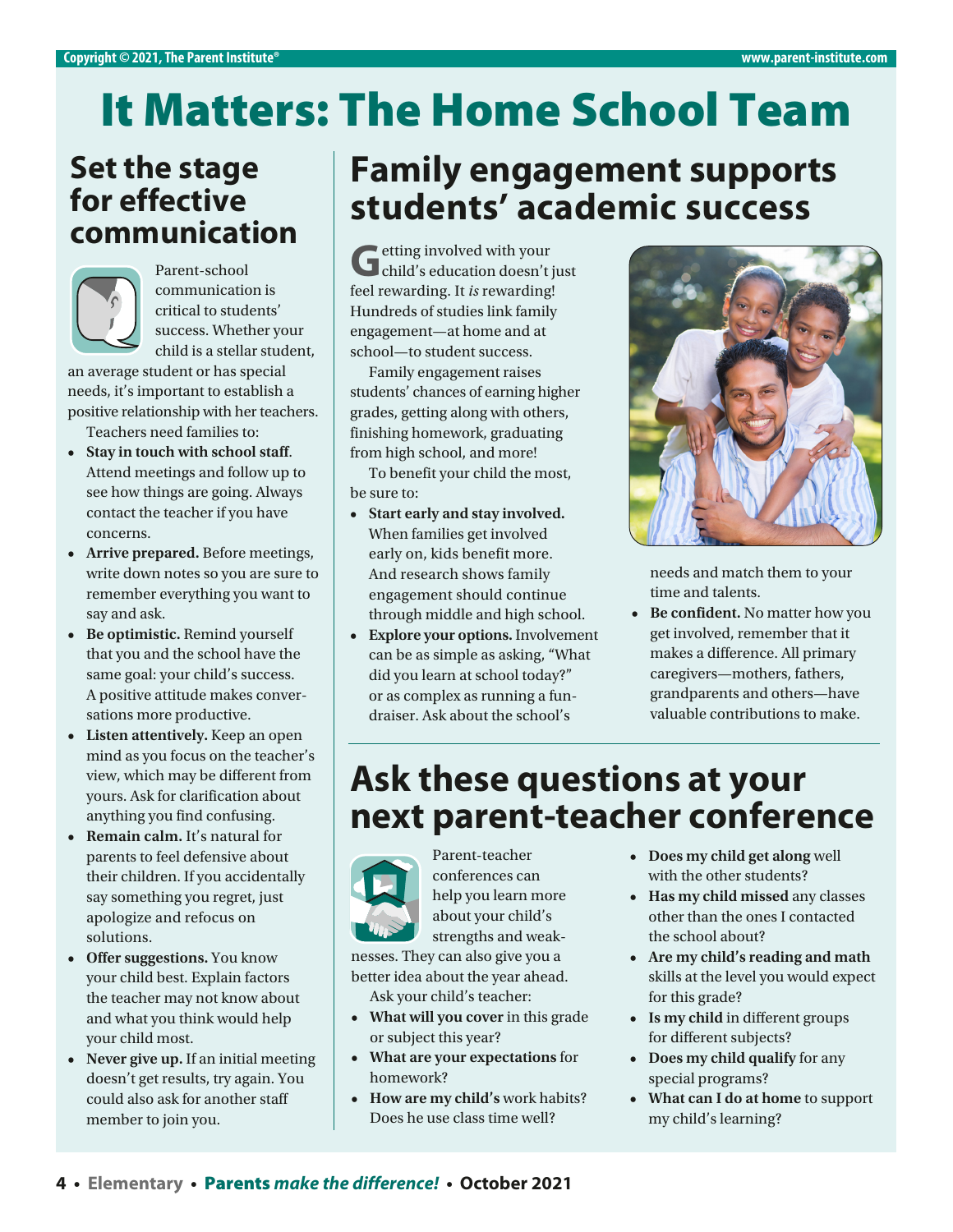# It Matters: The Home School Team

## Set the stage for effective communication

Parent-school communication is critical to students' success. Whether your child is a stellar student, an average student or has special needs, it's important to establish a positive relationship with her teachers.

Teachers need families to:

- **Stay in touch with school staff**. Attend meetings and follow up to see how things are going. Always contact the teacher if you have concerns.
- **Arrive prepared.** Before meetings, write down notes so you are sure to remember everything you want to say and ask.
- **Be optimistic.** Remind yourself that you and the school have the same goal: your child's success. A positive attitude makes conversations more productive.
- **Listen attentively.** Keep an open mind as you focus on the teacher's view, which may be different from yours. Ask for clarification about anything you find confusing.
- **Remain calm.** It's natural for parents to feel defensive about their children. If you accidentally say something you regret, just apologize and refocus on solutions.
- **Offer suggestions.** You know your child best. Explain factors the teacher may not know about and what you think would help your child most.
- **Never give up.** If an initial meeting doesn't get results, try again. You could also ask for another staff member to join you.

## Family engagement supports students' academic success

Getting involved with your child's education doesn't just feel rewarding. It *is* rewarding! Hundreds of studies link family engagement—at home and at school—to student success.

Family engagement raises students' chances of earning higher grades, getting along with others, finishing homework, graduating from high school, and more!

To benefit your child the most, be sure to:

- **Start early and stay involved.** When families get involved early on, kids benefit more. And research shows family engagement should continue through middle and high school.
- **Explore your options.** Involvement can be as simple as asking, "What did you learn at school today?" or as complex as running a fundraiser. Ask about the school's needs and match them to your time and talents.
- **Be confident.** No matter how you get involved, remember that it makes a difference. All primary caregivers—mothers, fathers, grandparents and others—have valuable contributions to make.

## Ask these questions at your next parent-teacher conference

Parent-teacher conferences can help you learn more about your child's strengths and weaknesses. They can also give you a better idea about the year ahead.

Ask your child's teacher:

- **What will you cover** in this grade or subject this year?
- **What are your expectations** for homework?
- **How are my child's** work habits? Does he use class time well?
- **Does my child get along** well with the other students?
- **Has my child missed** any classes other than the ones I contacted the school about?
- **Are my child's reading and math** skills at the level you would expect for this grade?
- **Is my child** in different groups for different subjects?
- **Does my child qualify** for any special programs?
- **What can I do at home** to support my child's learning?